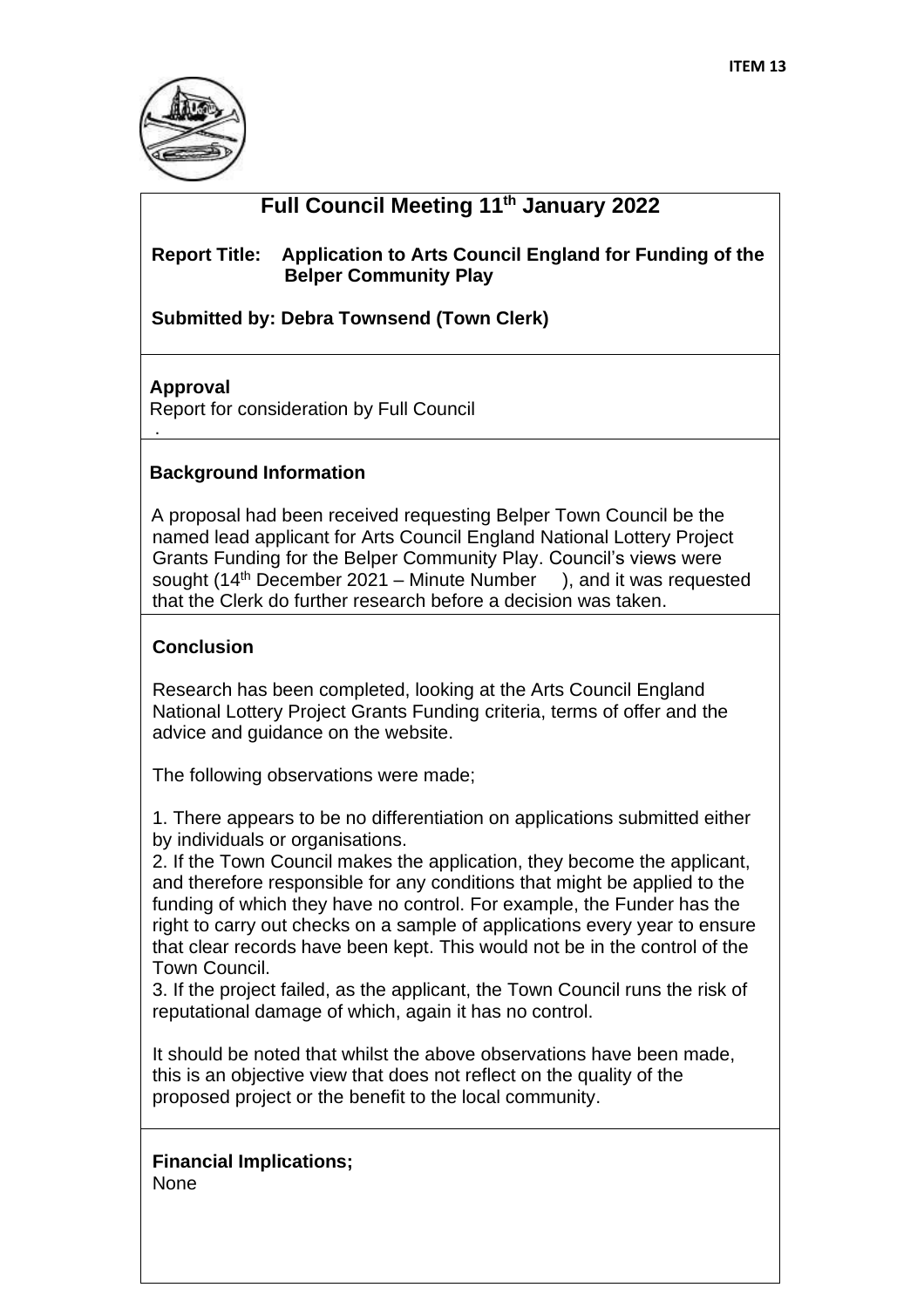ITEM 13

# Full Council Meeting 11th January 2022

**Report Title: Application to Arts Council England for Funding of the Belper Community Play**

**Submitted by: Debra Townsend (Town Clerk)**

**Approval**

Report for consideration by Full Council

.

**Background Information**

A proposal had been received requesting Belper Town Council be the named lead applicant for Arts Council England National Lottery Project Grants Funding for the Belper Community Play. Council's views were sought (14th December 2021 – Minute Number ), and it was requested that the Clerk do further research before a decision was taken.

**Conclusion**

Research has been completed, looking at the Arts Council England National Lottery Project Grants Funding criteria, terms of offer and the advice and guidance on the website.

The following observations were made;

1. There appears to be no differentiation on applications submitted either by individuals or organisations.
2. If the Town Council makes the application, they become the applicant, and therefore responsible for any conditions that might be applied to the funding of which they have no control. For example, the Funder has the right to carry out checks on a sample of applications every year to ensure that clear records have been kept. This would not be in the control of the Town Council.
3. If the project failed, as the applicant, the Town Council runs the risk of reputational damage of which, again it has no control.

It should be noted that whilst the above observations have been made, this is an objective view that does not reflect on the quality of the proposed project or the benefit to the local community.

**Financial Implications;**

None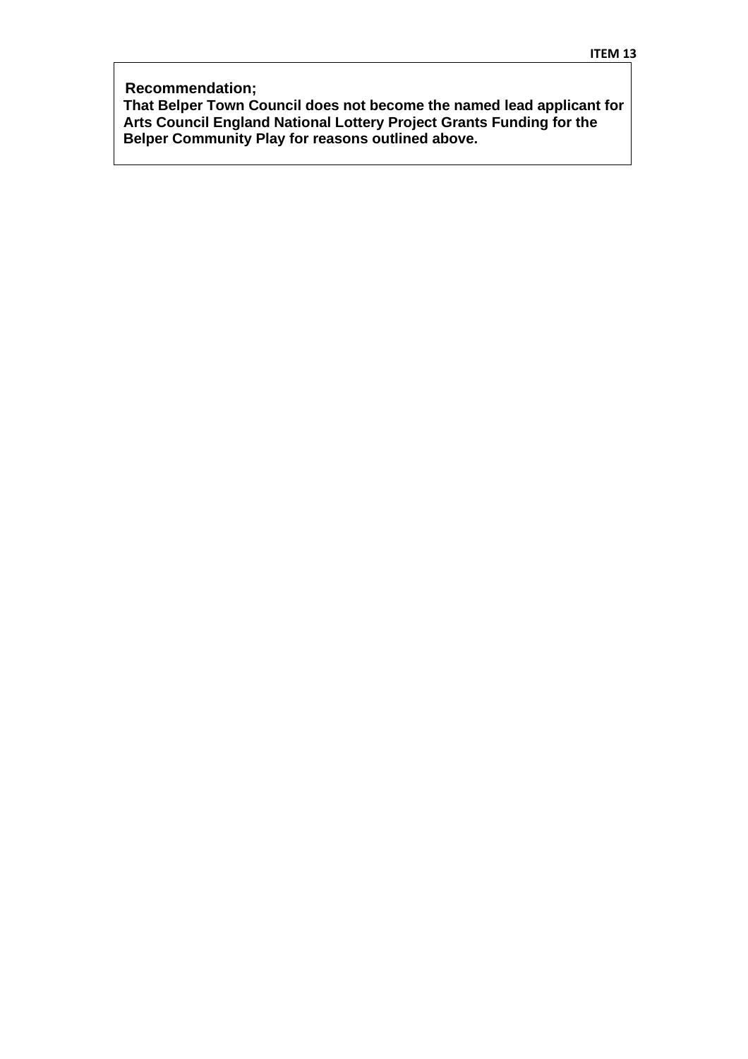**Recommendation;**
**That Belper Town Council does not become the named lead applicant for Arts Council England National Lottery Project Grants Funding for the Belper Community Play for reasons outlined above.**